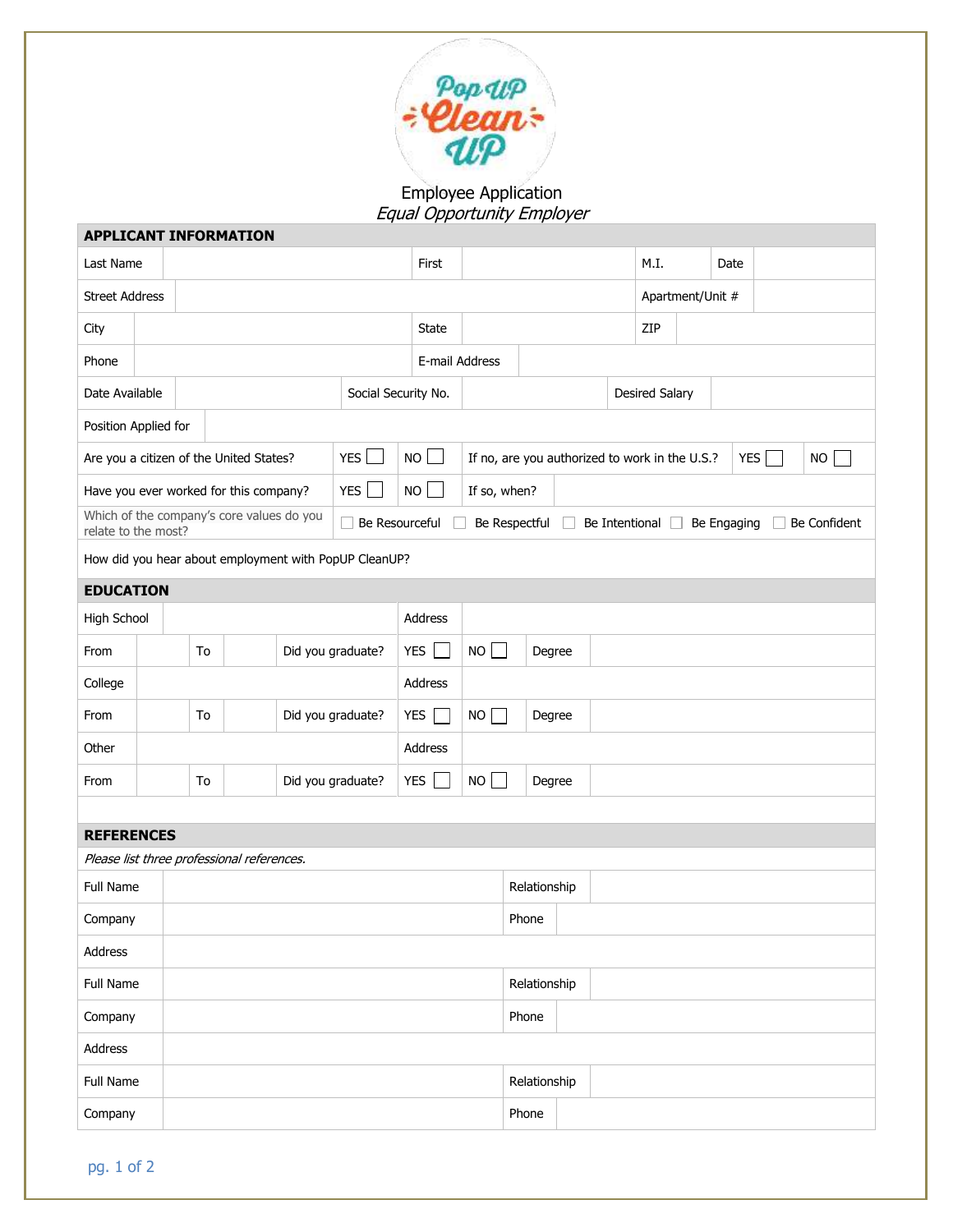Pop UP Clean UP

Employee Application

*Equal Opportunity Employer*

## APPLICANT INFORMATION

| Last Name | | First | | M.I. | | Date | |
|---|---|---|---|---|---|---|---|
| Street Address | | | | Apartment/Unit # | | | |
| City | | State | | ZIP | | | |
| Phone | | E-mail Address | | | | | |
| Date Available | | Social Security No. | | Desired Salary | | | |
| Position Applied for | | | | | | | |

| Are you a citizen of the United States? | YES ☐ | NO ☐ | If no, are you authorized to work in the U.S.? | YES ☐ | NO ☐ |
|---|---|---|---|---|---|
| Have you ever worked for this company? | YES ☐ | NO ☐ | If so, when? | | |

Which of the company's core values do you relate to the most? ☐ Be Resourceful ☐ Be Respectful ☐ Be Intentional ☐ Be Engaging ☐ Be Confident

How did you hear about employment with PopUP CleanUP?

## EDUCATION

| High School | | | | Address | | | |
|---|---|---|---|---|---|---|---|
| From | | To | | Did you graduate? | YES ☐ | NO ☐ | Degree |
| College | | | | Address | | | |
| From | | To | | Did you graduate? | YES ☐ | NO ☐ | Degree |
| Other | | | | Address | | | |
| From | | To | | Did you graduate? | YES ☐ | NO ☐ | Degree |

## REFERENCES

*Please list three professional references.*

| Full Name | | Relationship | |
|---|---|---|---|
| Company | | Phone | |
| Address | | | |
| Full Name | | Relationship | |
| Company | | Phone | |
| Address | | | |
| Full Name | | Relationship | |
| Company | | Phone | |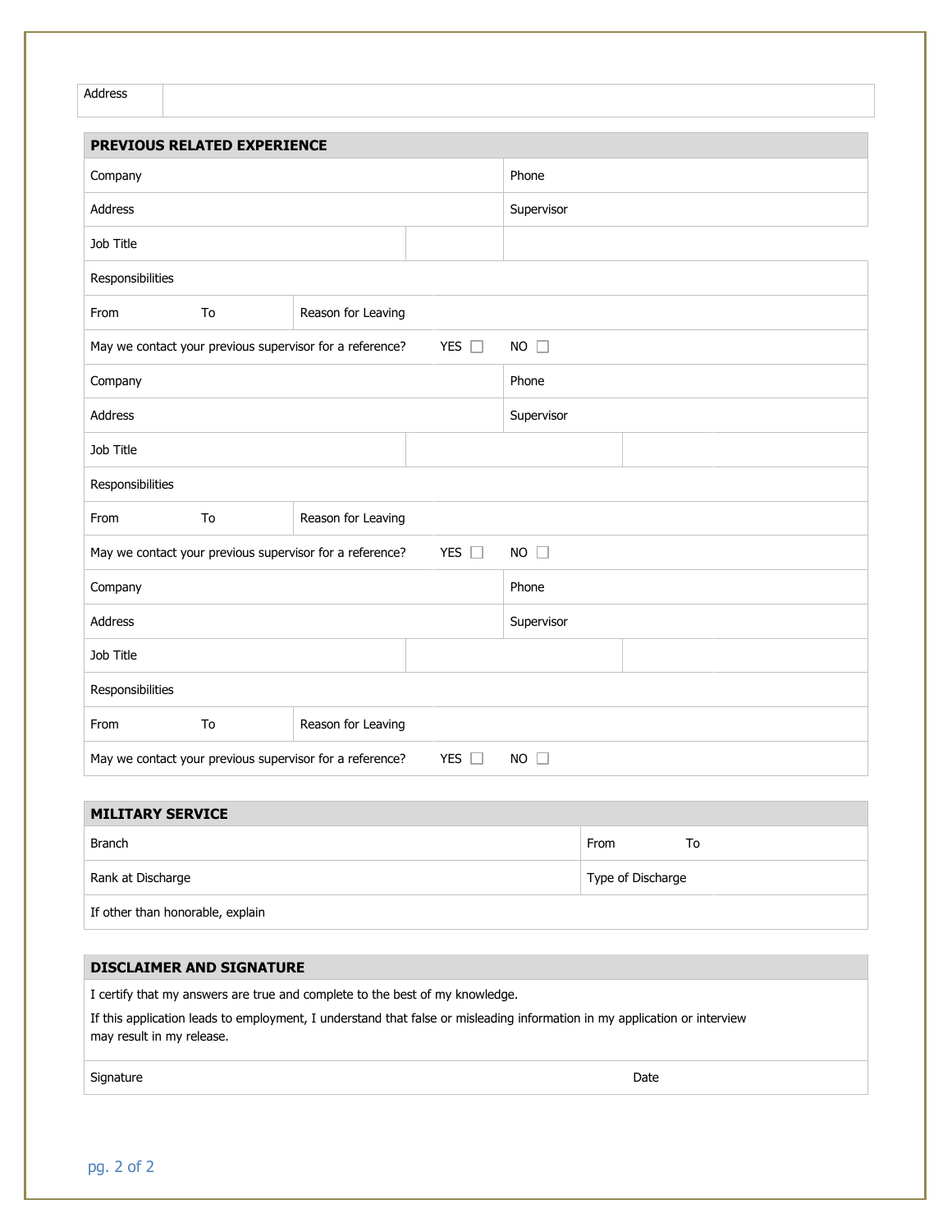| | |
|---|---|
| Address | |

## PREVIOUS RELATED EXPERIENCE

| | | | |
|---|---|---|---|
| Company | | Phone | |
| Address | | Supervisor | |
| Job Title | | | |
| Responsibilities | | | |
| From | To | Reason for Leaving | |
| May we contact your previous supervisor for a reference? | YES ☐ | NO ☐ | |
| Company | | Phone | |
| Address | | Supervisor | |
| Job Title | | | |
| Responsibilities | | | |
| From | To | Reason for Leaving | |
| May we contact your previous supervisor for a reference? | YES ☐ | NO ☐ | |
| Company | | Phone | |
| Address | | Supervisor | |
| Job Title | | | |
| Responsibilities | | | |
| From | To | Reason for Leaving | |
| May we contact your previous supervisor for a reference? | YES ☐ | NO ☐ | |

## MILITARY SERVICE

| | | |
|---|---|---|
| Branch | From | To |
| Rank at Discharge | Type of Discharge | |
| If other than honorable, explain | | |

## DISCLAIMER AND SIGNATURE

I certify that my answers are true and complete to the best of my knowledge.

If this application leads to employment, I understand that false or misleading information in my application or interview may result in my release.

| | |
|---|---|
| Signature | Date |